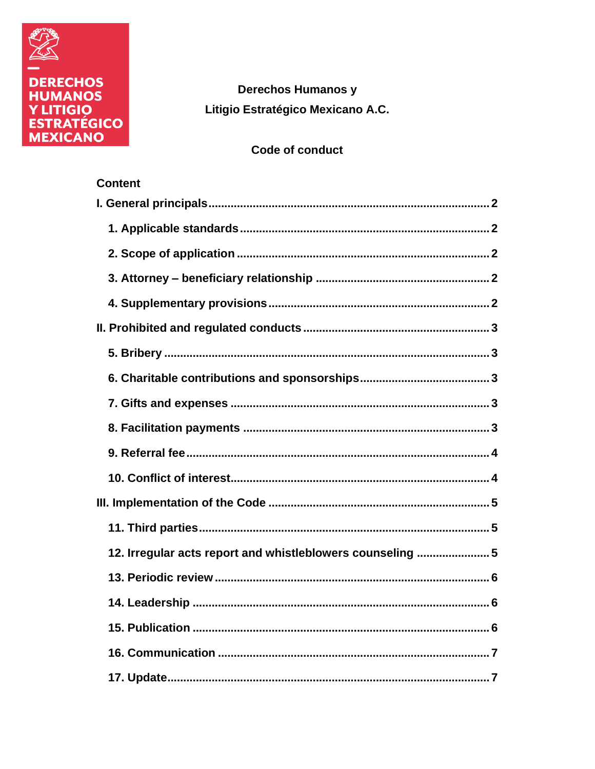DERECHOS HUMANOS Y LITIGIO ESTRATÉGICO MEXICANO

**Derechos Humanos y**

**Litigio Estratégico Mexicano A.C.**

**Code of conduct**

**Content**

**I. General principals** .......... 2

- **1. Applicable standards** .......... 2
- **2. Scope of application** .......... 2
- **3. Attorney – beneficiary relationship** .......... 2
- **4. Supplementary provisions** .......... 2

**II. Prohibited and regulated conducts** .......... 3

- **5. Bribery** .......... 3
- **6. Charitable contributions and sponsorships** .......... 3
- **7. Gifts and expenses** .......... 3
- **8. Facilitation payments** .......... 3
- **9. Referral fee** .......... 4
- **10. Conflict of interest** .......... 4

**III. Implementation of the Code** .......... 5

- **11. Third parties** .......... 5
- **12. Irregular acts report and whistleblowers counseling** .......... 5
- **13. Periodic review** .......... 6
- **14. Leadership** .......... 6
- **15. Publication** .......... 6
- **16. Communication** .......... 7
- **17. Update** .......... 7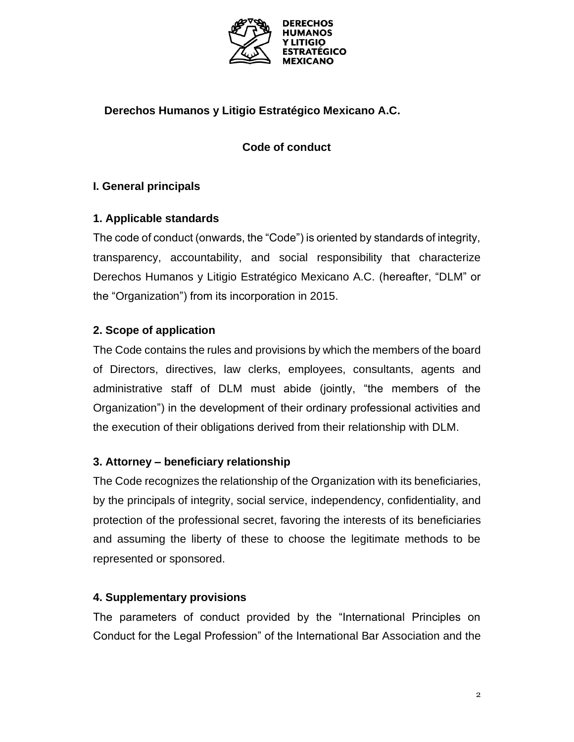**Derechos Humanos y Litigio Estratégico Mexicano A.C.**

**Code of conduct**

## I. General principals

### 1. Applicable standards

The code of conduct (onwards, the "Code") is oriented by standards of integrity, transparency, accountability, and social responsibility that characterize Derechos Humanos y Litigio Estratégico Mexicano A.C. (hereafter, "DLM" or the "Organization") from its incorporation in 2015.

### 2. Scope of application

The Code contains the rules and provisions by which the members of the board of Directors, directives, law clerks, employees, consultants, agents and administrative staff of DLM must abide (jointly, "the members of the Organization") in the development of their ordinary professional activities and the execution of their obligations derived from their relationship with DLM.

### 3. Attorney – beneficiary relationship

The Code recognizes the relationship of the Organization with its beneficiaries, by the principals of integrity, social service, independency, confidentiality, and protection of the professional secret, favoring the interests of its beneficiaries and assuming the liberty of these to choose the legitimate methods to be represented or sponsored.

### 4. Supplementary provisions

The parameters of conduct provided by the "International Principles on Conduct for the Legal Profession" of the International Bar Association and the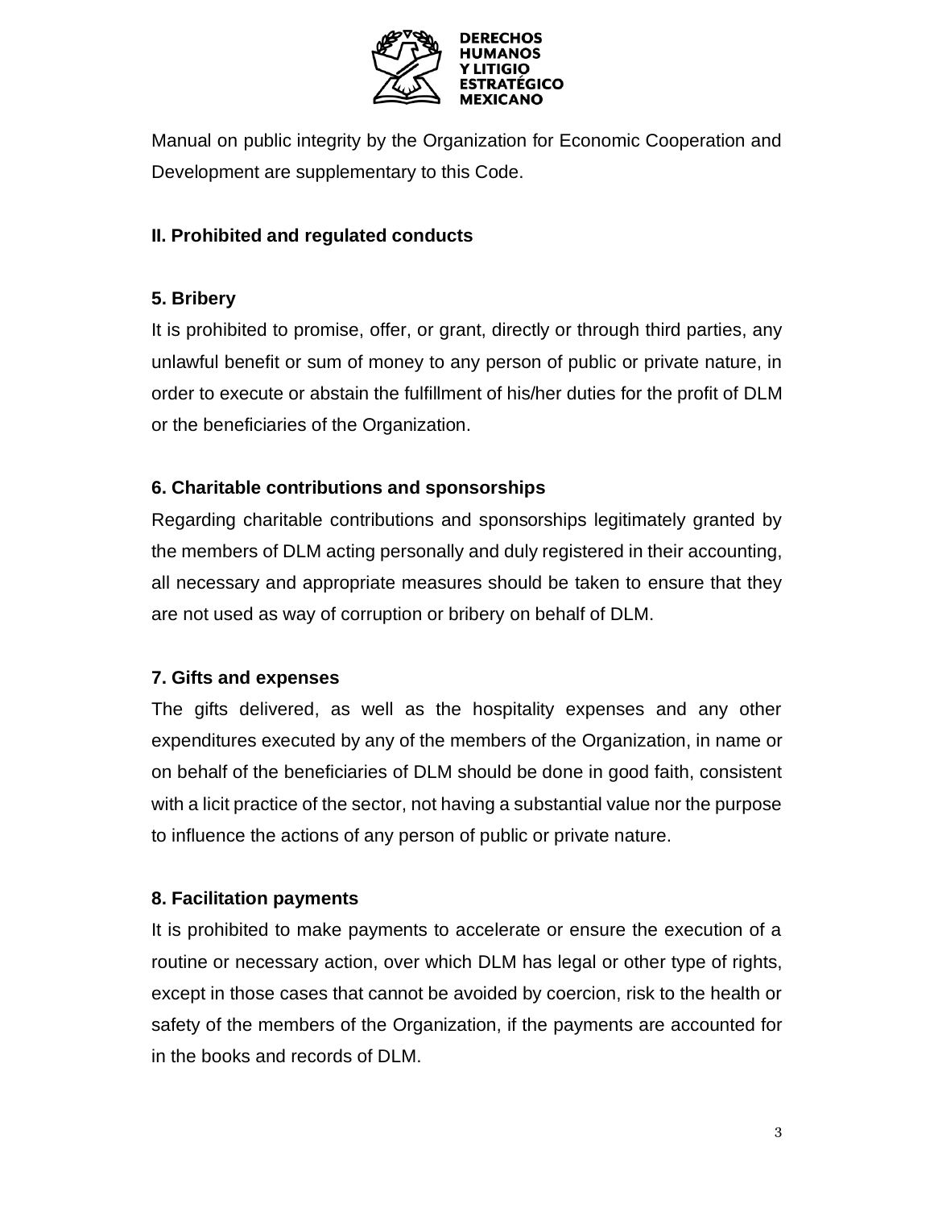Manual on public integrity by the Organization for Economic Cooperation and Development are supplementary to this Code.

## II. Prohibited and regulated conducts

### 5. Bribery

It is prohibited to promise, offer, or grant, directly or through third parties, any unlawful benefit or sum of money to any person of public or private nature, in order to execute or abstain the fulfillment of his/her duties for the profit of DLM or the beneficiaries of the Organization.

### 6. Charitable contributions and sponsorships

Regarding charitable contributions and sponsorships legitimately granted by the members of DLM acting personally and duly registered in their accounting, all necessary and appropriate measures should be taken to ensure that they are not used as way of corruption or bribery on behalf of DLM.

### 7. Gifts and expenses

The gifts delivered, as well as the hospitality expenses and any other expenditures executed by any of the members of the Organization, in name or on behalf of the beneficiaries of DLM should be done in good faith, consistent with a licit practice of the sector, not having a substantial value nor the purpose to influence the actions of any person of public or private nature.

### 8. Facilitation payments

It is prohibited to make payments to accelerate or ensure the execution of a routine or necessary action, over which DLM has legal or other type of rights, except in those cases that cannot be avoided by coercion, risk to the health or safety of the members of the Organization, if the payments are accounted for in the books and records of DLM.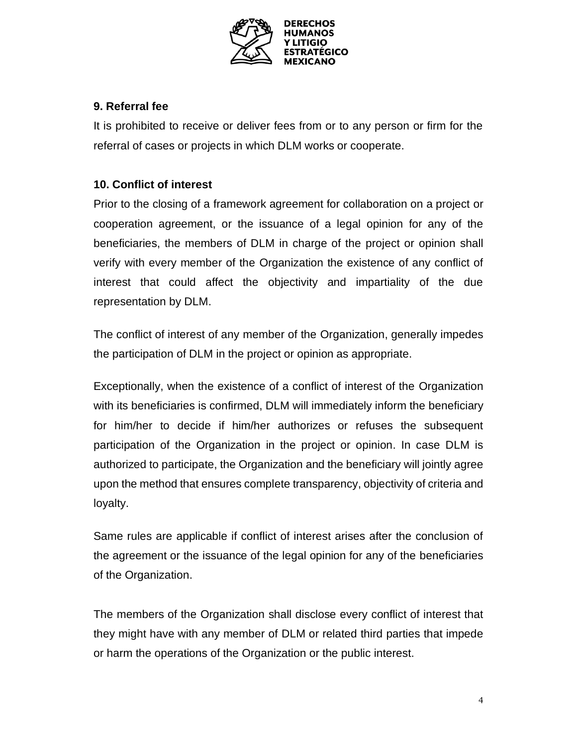## 9. Referral fee

It is prohibited to receive or deliver fees from or to any person or firm for the referral of cases or projects in which DLM works or cooperate.

## 10. Conflict of interest

Prior to the closing of a framework agreement for collaboration on a project or cooperation agreement, or the issuance of a legal opinion for any of the beneficiaries, the members of DLM in charge of the project or opinion shall verify with every member of the Organization the existence of any conflict of interest that could affect the objectivity and impartiality of the due representation by DLM.

The conflict of interest of any member of the Organization, generally impedes the participation of DLM in the project or opinion as appropriate.

Exceptionally, when the existence of a conflict of interest of the Organization with its beneficiaries is confirmed, DLM will immediately inform the beneficiary for him/her to decide if him/her authorizes or refuses the subsequent participation of the Organization in the project or opinion. In case DLM is authorized to participate, the Organization and the beneficiary will jointly agree upon the method that ensures complete transparency, objectivity of criteria and loyalty.

Same rules are applicable if conflict of interest arises after the conclusion of the agreement or the issuance of the legal opinion for any of the beneficiaries of the Organization.

The members of the Organization shall disclose every conflict of interest that they might have with any member of DLM or related third parties that impede or harm the operations of the Organization or the public interest.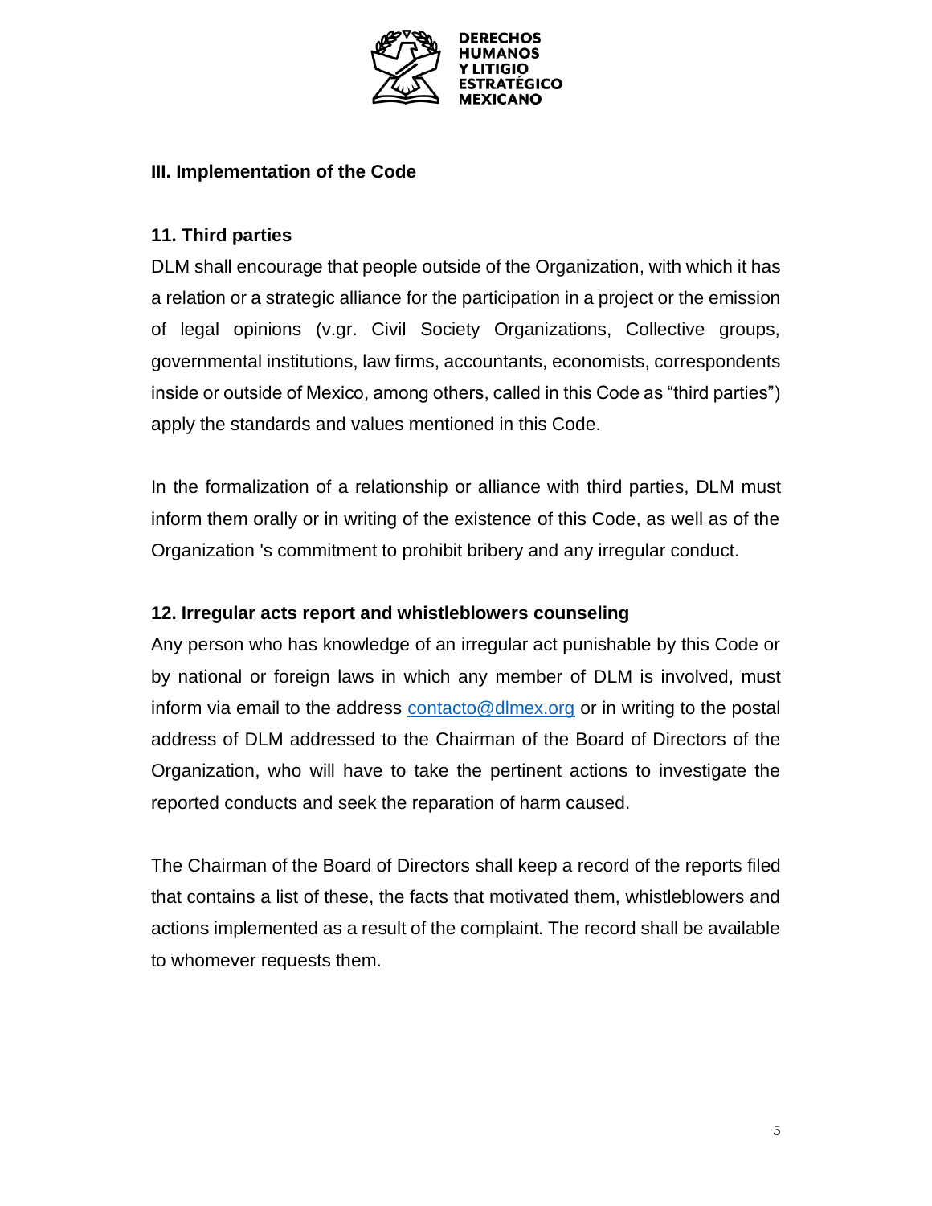## III. Implementation of the Code

### 11. Third parties

DLM shall encourage that people outside of the Organization, with which it has a relation or a strategic alliance for the participation in a project or the emission of legal opinions (v.gr. Civil Society Organizations, Collective groups, governmental institutions, law firms, accountants, economists, correspondents inside or outside of Mexico, among others, called in this Code as "third parties") apply the standards and values mentioned in this Code.

In the formalization of a relationship or alliance with third parties, DLM must inform them orally or in writing of the existence of this Code, as well as of the Organization 's commitment to prohibit bribery and any irregular conduct.

### 12. Irregular acts report and whistleblowers counseling

Any person who has knowledge of an irregular act punishable by this Code or by national or foreign laws in which any member of DLM is involved, must inform via email to the address contacto@dlmex.org or in writing to the postal address of DLM addressed to the Chairman of the Board of Directors of the Organization, who will have to take the pertinent actions to investigate the reported conducts and seek the reparation of harm caused.

The Chairman of the Board of Directors shall keep a record of the reports filed that contains a list of these, the facts that motivated them, whistleblowers and actions implemented as a result of the complaint. The record shall be available to whomever requests them.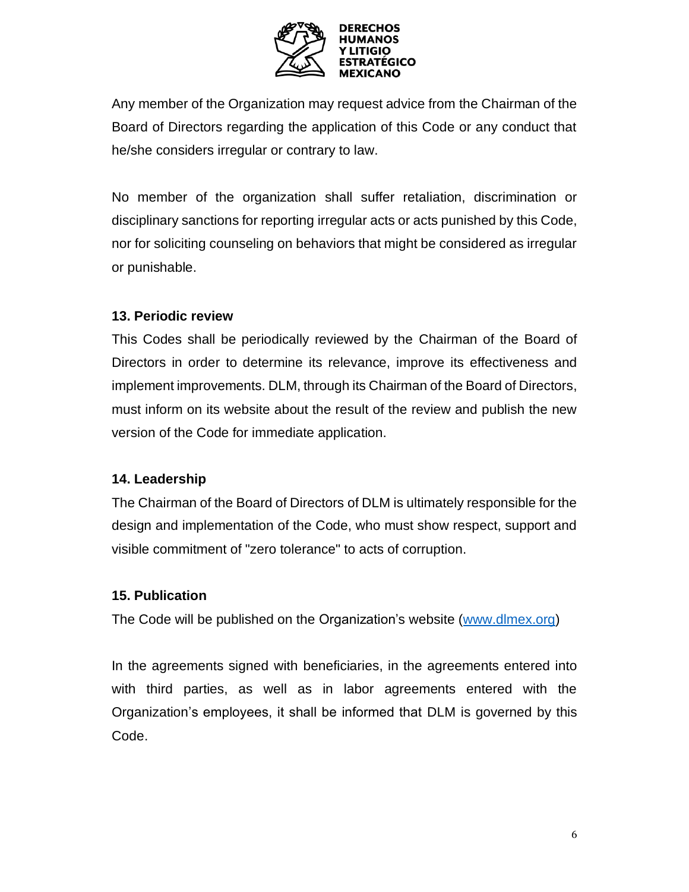Any member of the Organization may request advice from the Chairman of the Board of Directors regarding the application of this Code or any conduct that he/she considers irregular or contrary to law.

No member of the organization shall suffer retaliation, discrimination or disciplinary sanctions for reporting irregular acts or acts punished by this Code, nor for soliciting counseling on behaviors that might be considered as irregular or punishable.

**13. Periodic review**

This Codes shall be periodically reviewed by the Chairman of the Board of Directors in order to determine its relevance, improve its effectiveness and implement improvements. DLM, through its Chairman of the Board of Directors, must inform on its website about the result of the review and publish the new version of the Code for immediate application.

**14. Leadership**

The Chairman of the Board of Directors of DLM is ultimately responsible for the design and implementation of the Code, who must show respect, support and visible commitment of "zero tolerance" to acts of corruption.

**15. Publication**

The Code will be published on the Organization's website ([www.dlmex.org](www.dlmex.org))

In the agreements signed with beneficiaries, in the agreements entered into with third parties, as well as in labor agreements entered with the Organization's employees, it shall be informed that DLM is governed by this Code.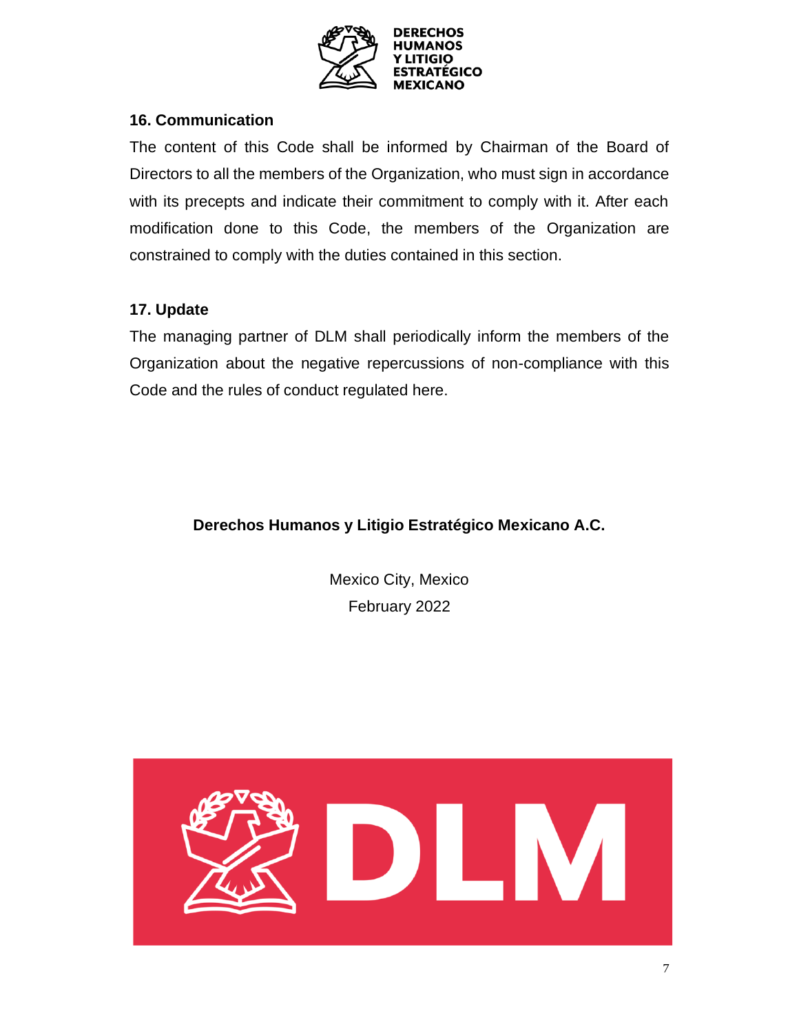## 16. Communication

The content of this Code shall be informed by Chairman of the Board of Directors to all the members of the Organization, who must sign in accordance with its precepts and indicate their commitment to comply with it. After each modification done to this Code, the members of the Organization are constrained to comply with the duties contained in this section.

## 17. Update

The managing partner of DLM shall periodically inform the members of the Organization about the negative repercussions of non-compliance with this Code and the rules of conduct regulated here.

**Derechos Humanos y Litigio Estratégico Mexicano A.C.**

Mexico City, Mexico

February 2022